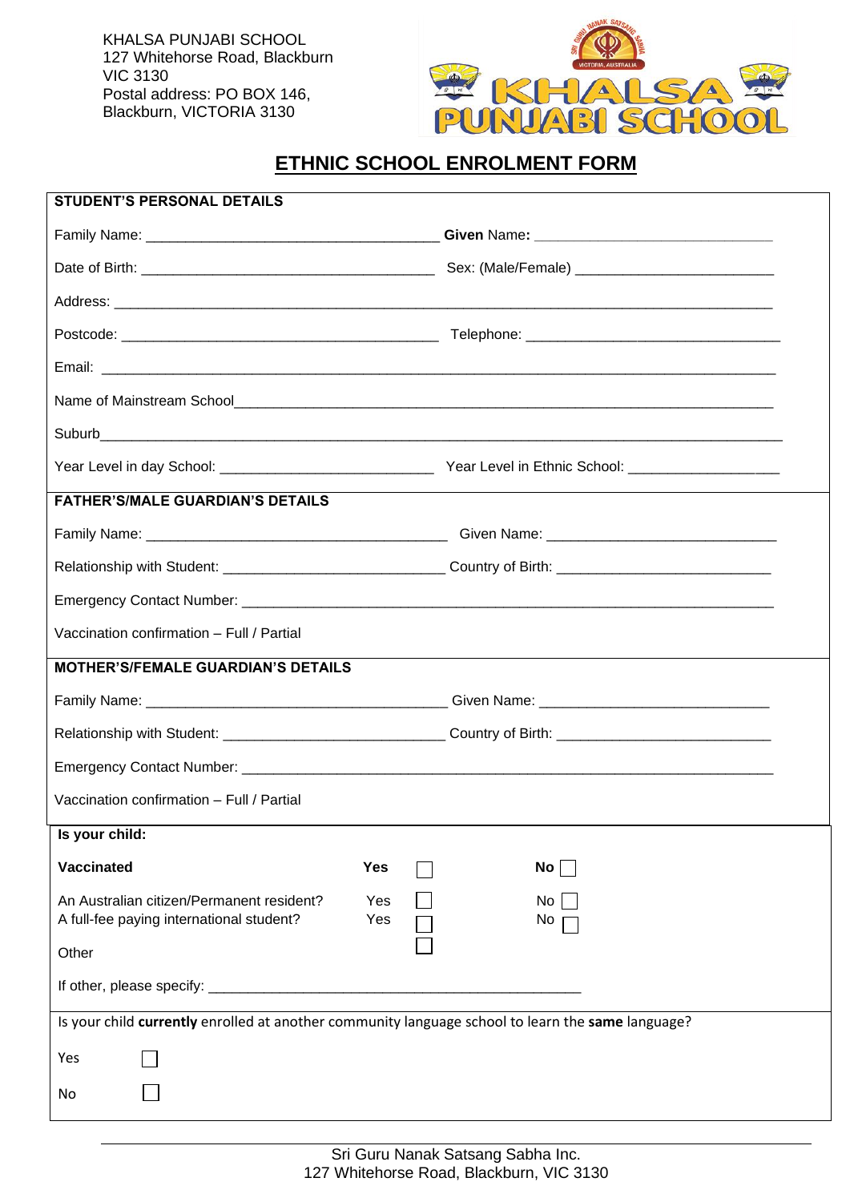KHALSA PUNJABI SCHOOL
127 Whitehorse Road, Blackburn
VIC 3130
Postal address: PO BOX 146,
Blackburn, VICTORIA 3130

# ETHNIC SCHOOL ENROLMENT FORM

**STUDENT'S PERSONAL DETAILS**

Family Name: ____________________________________ **Given** Name**:** ______________________________

Date of Birth: ____________________________________ Sex: (Male/Female) _________________________

Address: ________________________________________________________________________________

Postcode: ________________________________________ Telephone: ________________________________

Email: __________________________________________________________________________________

Name of Mainstream School_______________________________________________________________

Suburb__________________________________________________________________________________

Year Level in day School: ___________________________ Year Level in Ethnic School: ___________________

**FATHER'S/MALE GUARDIAN'S DETAILS**

Family Name: ______________________________________ Given Name: ______________________________

Relationship with Student: ____________________________ Country of Birth: ___________________________

Emergency Contact Number: ______________________________________________________________

Vaccination confirmation – Full / Partial

**MOTHER'S/FEMALE GUARDIAN'S DETAILS**

Family Name: ______________________________________ Given Name: ______________________________

Relationship with Student: ____________________________ Country of Birth: ___________________________

Emergency Contact Number: ______________________________________________________________

Vaccination confirmation – Full / Partial

**Is your child:**

| | | | | |
|---|---|---|---|---|
| **Vaccinated** | **Yes** | ☐ | **No** | ☐ |
| An Australian citizen/Permanent resident? | Yes | ☐ | No | ☐ |
| A full-fee paying international student? | Yes | ☐ | No | ☐ |
| Other | | ☐ | | |

If other, please specify: _______________________________________________

Is your child **currently** enrolled at another community language school to learn the **same** language?

Yes ☐

No ☐

Sri Guru Nanak Satsang Sabha Inc.
127 Whitehorse Road, Blackburn, VIC 3130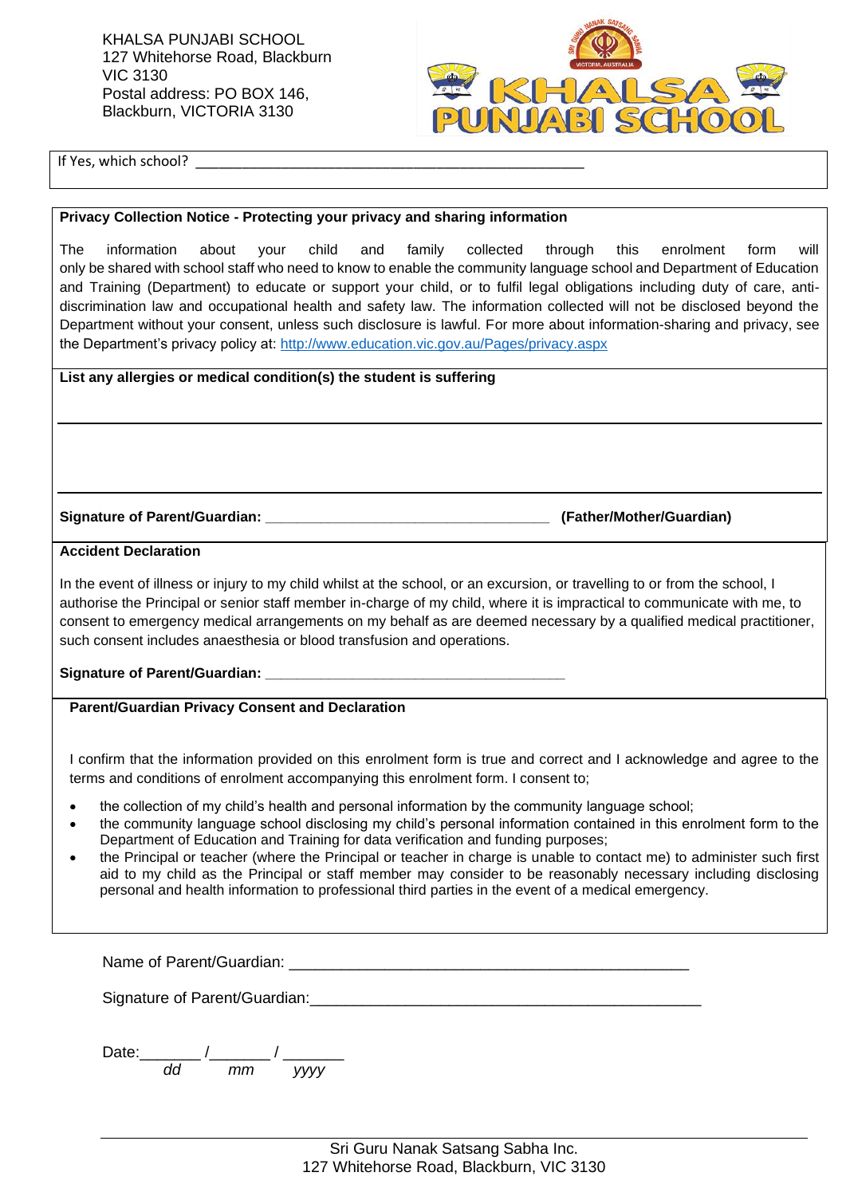KHALSA PUNJABI SCHOOL
127 Whitehorse Road, Blackburn
VIC 3130
Postal address: PO BOX 146,
Blackburn, VICTORIA 3130

If Yes, which school? ___________________________________________________

**Privacy Collection Notice - Protecting your privacy and sharing information**

The information about your child and family collected through this enrolment form will only be shared with school staff who need to know to enable the community language school and Department of Education and Training (Department) to educate or support your child, or to fulfil legal obligations including duty of care, anti-discrimination law and occupational health and safety law. The information collected will not be disclosed beyond the Department without your consent, unless such disclosure is lawful. For more about information-sharing and privacy, see the Department's privacy policy at: http://www.education.vic.gov.au/Pages/privacy.aspx

**List any allergies or medical condition(s) the student is suffering**

**Signature of Parent/Guardian: ______________________________________ (Father/Mother/Guardian)**

**Accident Declaration**

In the event of illness or injury to my child whilst at the school, or an excursion, or travelling to or from the school, I authorise the Principal or senior staff member in-charge of my child, where it is impractical to communicate with me, to consent to emergency medical arrangements on my behalf as are deemed necessary by a qualified medical practitioner, such consent includes anaesthesia or blood transfusion and operations.

**Signature of Parent/Guardian: ______________________________________**

**Parent/Guardian Privacy Consent and Declaration**

I confirm that the information provided on this enrolment form is true and correct and I acknowledge and agree to the terms and conditions of enrolment accompanying this enrolment form. I consent to;

- the collection of my child's health and personal information by the community language school;
- the community language school disclosing my child's personal information contained in this enrolment form to the Department of Education and Training for data verification and funding purposes;
- the Principal or teacher (where the Principal or teacher in charge is unable to contact me) to administer such first aid to my child as the Principal or staff member may consider to be reasonably necessary including disclosing personal and health information to professional third parties in the event of a medical emergency.

Name of Parent/Guardian: _______________________________________________

Signature of Parent/Guardian:_______________________________________________

Date:_______ /_______ / _______
*dd* *mm* *yyyy*

Sri Guru Nanak Satsang Sabha Inc.
127 Whitehorse Road, Blackburn, VIC 3130